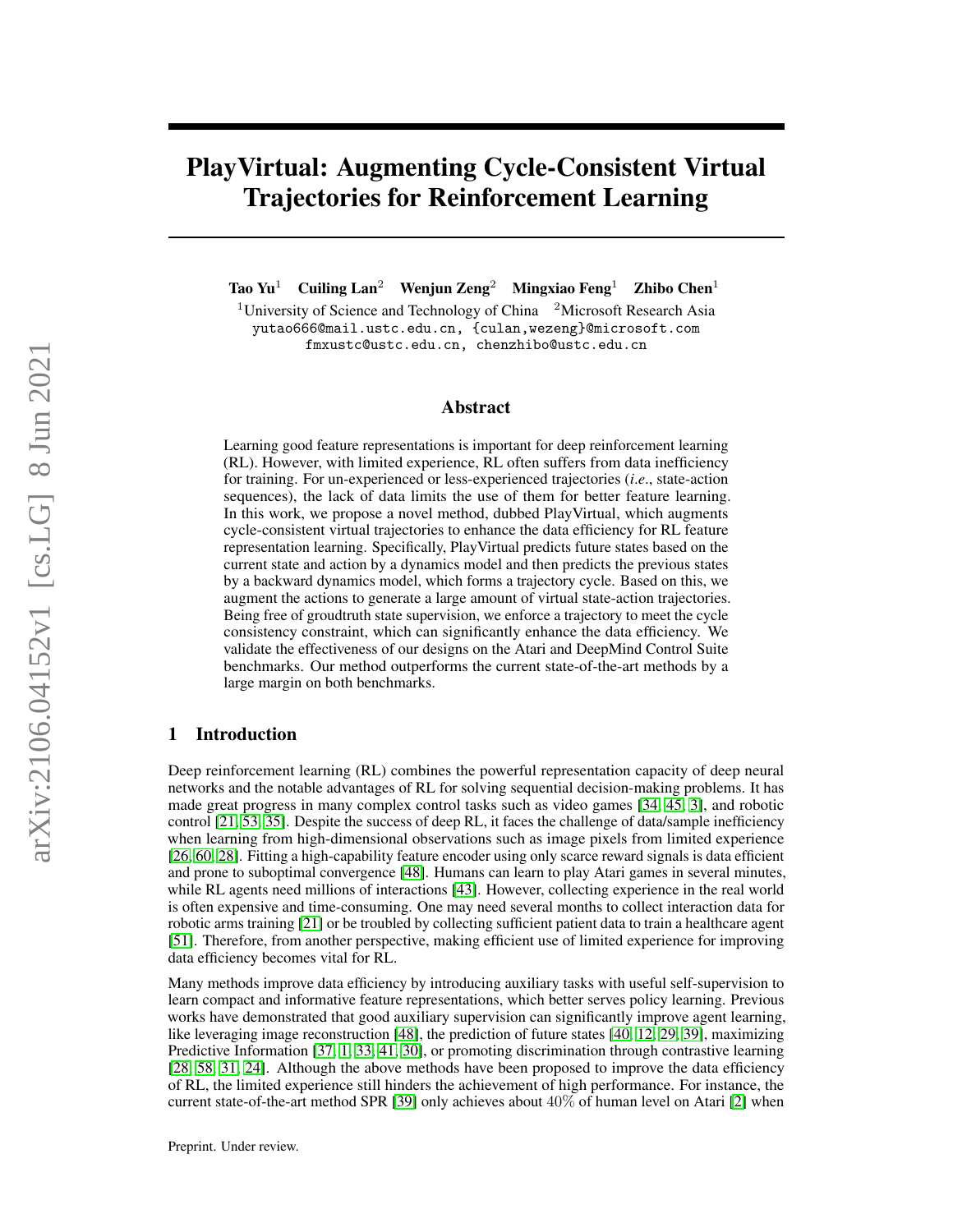# PlayVirtual: Augmenting Cycle-Consistent Virtual Trajectories for Reinforcement Learning

**Tao Yu**[1] **Cuiling Lan**[2] **Wenjun Zeng**[2] **Mingxiao Feng**[1] **Zhibo Chen**[1]

[1]University of Science and Technology of China [2]Microsoft Research Asia
yutao666@mail.ustc.edu.cn, {culan,wezeng}@microsoft.com
fmxustc@ustc.edu.cn, chenzhibo@ustc.edu.cn

## Abstract

Learning good feature representations is important for deep reinforcement learning (RL). However, with limited experience, RL often suffers from data inefficiency for training. For un-experienced or less-experienced trajectories (*i.e.*, state-action sequences), the lack of data limits the use of them for better feature learning. In this work, we propose a novel method, dubbed PlayVirtual, which augments cycle-consistent virtual trajectories to enhance the data efficiency for RL feature representation learning. Specifically, PlayVirtual predicts future states based on the current state and action by a dynamics model and then predicts the previous states by a backward dynamics model, which forms a trajectory cycle. Based on this, we augment the actions to generate a large amount of virtual state-action trajectories. Being free of groudtruth state supervision, we enforce a trajectory to meet the cycle consistency constraint, which can significantly enhance the data efficiency. We validate the effectiveness of our designs on the Atari and DeepMind Control Suite benchmarks. Our method outperforms the current state-of-the-art methods by a large margin on both benchmarks.

## 1 Introduction

Deep reinforcement learning (RL) combines the powerful representation capacity of deep neural networks and the notable advantages of RL for solving sequential decision-making problems. It has made great progress in many complex control tasks such as video games [34, 45, 3], and robotic control [21, 53, 35]. Despite the success of deep RL, it faces the challenge of data/sample inefficiency when learning from high-dimensional observations such as image pixels from limited experience [26, 60, 28]. Fitting a high-capability feature encoder using only scarce reward signals is data efficient and prone to suboptimal convergence [48]. Humans can learn to play Atari games in several minutes, while RL agents need millions of interactions [43]. However, collecting experience in the real world is often expensive and time-consuming. One may need several months to collect interaction data for robotic arms training [21] or be troubled by collecting sufficient patient data to train a healthcare agent [51]. Therefore, from another perspective, making efficient use of limited experience for improving data efficiency becomes vital for RL.

Many methods improve data efficiency by introducing auxiliary tasks with useful self-supervision to learn compact and informative feature representations, which better serves policy learning. Previous works have demonstrated that good auxiliary supervision can significantly improve agent learning, like leveraging image reconstruction [48], the prediction of future states [40, 12, 29, 39], maximizing Predictive Information [37, 1, 33, 41, 30], or promoting discrimination through contrastive learning [28, 58, 31, 24]. Although the above methods have been proposed to improve the data efficiency of RL, the limited experience still hinders the achievement of high performance. For instance, the current state-of-the-art method SPR [39] only achieves about 40% of human level on Atari [2] when

Preprint. Under review.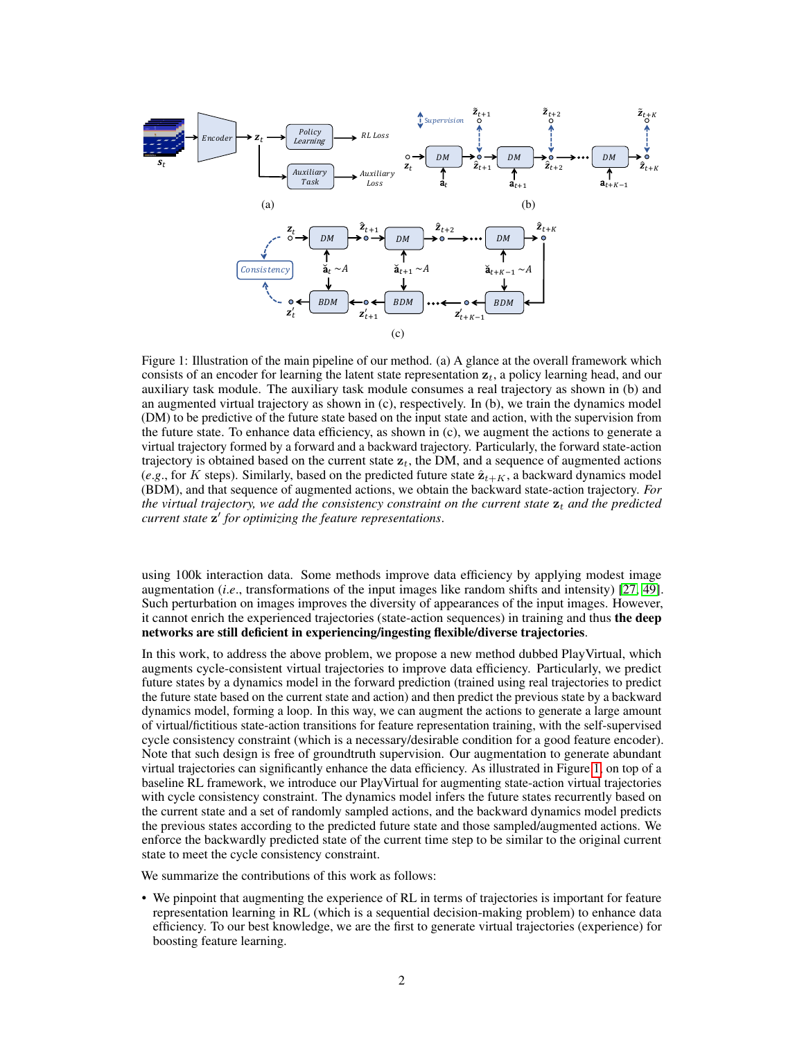Figure 1: Illustration of the main pipeline of our method. (a) A glance at the overall framework which consists of an encoder for learning the latent state representation $\mathbf{z}_t$, a policy learning head, and our auxiliary task module. The auxiliary task module consumes a real trajectory as shown in (b) and an augmented virtual trajectory as shown in (c), respectively. In (b), we train the dynamics model (DM) to be predictive of the future state based on the input state and action, with the supervision from the future state. To enhance data efficiency, as shown in (c), we augment the actions to generate a virtual trajectory formed by a forward and a backward trajectory. Particularly, the forward state-action trajectory is obtained based on the current state $\mathbf{z}_t$, the DM, and a sequence of augmented actions (*e.g.*, for $K$ steps). Similarly, based on the predicted future state $\hat{\mathbf{z}}_{t+K}$, a backward dynamics model (BDM), and that sequence of augmented actions, we obtain the backward state-action trajectory. *For the virtual trajectory, we add the consistency constraint on the current state* $\mathbf{z}_t$ *and the predicted current state* $\mathbf{z}'$ *for optimizing the feature representations*.

using 100k interaction data. Some methods improve data efficiency by applying modest image augmentation (*i.e.*, transformations of the input images like random shifts and intensity) [27, 49]. Such perturbation on images improves the diversity of appearances of the input images. However, it cannot enrich the experienced trajectories (state-action sequences) in training and thus **the deep networks are still deficient in experiencing/ingesting flexible/diverse trajectories**.

In this work, to address the above problem, we propose a new method dubbed PlayVirtual, which augments cycle-consistent virtual trajectories to improve data efficiency. Particularly, we predict future states by a dynamics model in the forward prediction (trained using real trajectories to predict the future state based on the current state and action) and then predict the previous state by a backward dynamics model, forming a loop. In this way, we can augment the actions to generate a large amount of virtual/fictitious state-action transitions for feature representation training, with the self-supervised cycle consistency constraint (which is a necessary/desirable condition for a good feature encoder). Note that such design is free of groundtruth supervision. Our augmentation to generate abundant virtual trajectories can significantly enhance the data efficiency. As illustrated in Figure 1, on top of a baseline RL framework, we introduce our PlayVirtual for augmenting state-action virtual trajectories with cycle consistency constraint. The dynamics model infers the future states recurrently based on the current state and a set of randomly sampled actions, and the backward dynamics model predicts the previous states according to the predicted future state and those sampled/augmented actions. We enforce the backwardly predicted state of the current time step to be similar to the original current state to meet the cycle consistency constraint.

We summarize the contributions of this work as follows:

- We pinpoint that augmenting the experience of RL in terms of trajectories is important for feature representation learning in RL (which is a sequential decision-making problem) to enhance data efficiency. To our best knowledge, we are the first to generate virtual trajectories (experience) for boosting feature learning.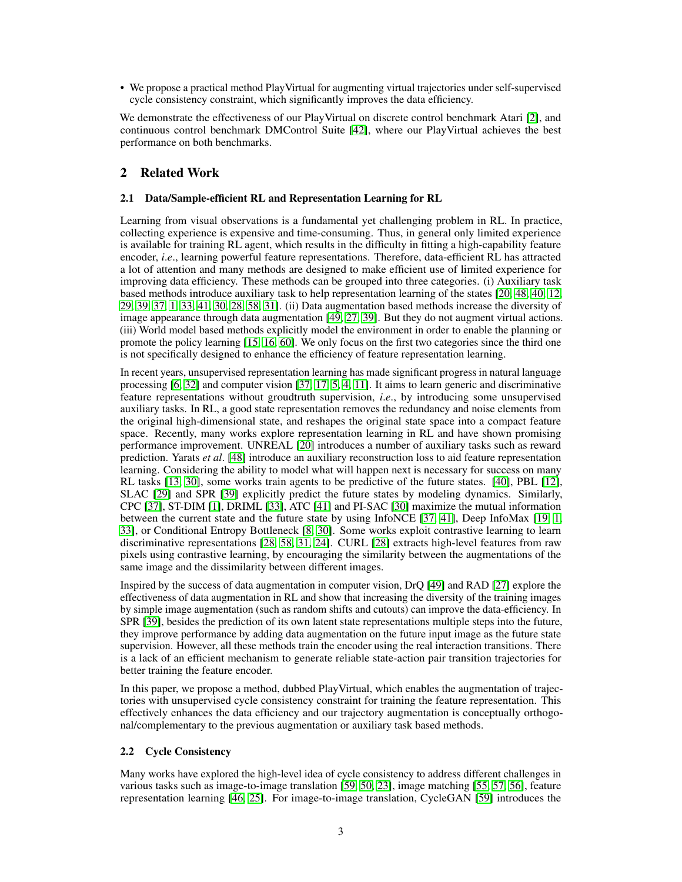- We propose a practical method PlayVirtual for augmenting virtual trajectories under self-supervised cycle consistency constraint, which significantly improves the data efficiency.

We demonstrate the effectiveness of our PlayVirtual on discrete control benchmark Atari [2], and continuous control benchmark DMControl Suite [42], where our PlayVirtual achieves the best performance on both benchmarks.

## 2 Related Work

### 2.1 Data/Sample-efficient RL and Representation Learning for RL

Learning from visual observations is a fundamental yet challenging problem in RL. In practice, collecting experience is expensive and time-consuming. Thus, in general only limited experience is available for training RL agent, which results in the difficulty in fitting a high-capability feature encoder, *i.e*., learning powerful feature representations. Therefore, data-efficient RL has attracted a lot of attention and many methods are designed to make efficient use of limited experience for improving data efficiency. These methods can be grouped into three categories. (i) Auxiliary task based methods introduce auxiliary task to help representation learning of the states [20, 48, 40, 12, 29, 39, 37, 1, 33, 41, 30, 28, 58, 31]. (ii) Data augmentation based methods increase the diversity of image appearance through data augmentation [49, 27, 39]. But they do not augment virtual actions. (iii) World model based methods explicitly model the environment in order to enable the planning or promote the policy learning [15, 16, 60]. We only focus on the first two categories since the third one is not specifically designed to enhance the efficiency of feature representation learning.

In recent years, unsupervised representation learning has made significant progress in natural language processing [6, 32] and computer vision [37, 17, 5, 4, 11]. It aims to learn generic and discriminative feature representations without groudtruth supervision, *i.e*., by introducing some unsupervised auxiliary tasks. In RL, a good state representation removes the redundancy and noise elements from the original high-dimensional state, and reshapes the original state space into a compact feature space. Recently, many works explore representation learning in RL and have shown promising performance improvement. UNREAL [20] introduces a number of auxiliary tasks such as reward prediction. Yarats *et al*. [48] introduce an auxiliary reconstruction loss to aid feature representation learning. Considering the ability to model what will happen next is necessary for success on many RL tasks [13, 30], some works train agents to be predictive of the future states. [40], PBL [12], SLAC [29] and SPR [39] explicitly predict the future states by modeling dynamics. Similarly, CPC [37], ST-DIM [1], DRIML [33], ATC [41] and PI-SAC [30] maximize the mutual information between the current state and the future state by using InfoNCE [37, 41], Deep InfoMax [19, 1, 33], or Conditional Entropy Bottleneck [8, 30]. Some works exploit contrastive learning to learn discriminative representations [28, 58, 31, 24]. CURL [28] extracts high-level features from raw pixels using contrastive learning, by encouraging the similarity between the augmentations of the same image and the dissimilarity between different images.

Inspired by the success of data augmentation in computer vision, DrQ [49] and RAD [27] explore the effectiveness of data augmentation in RL and show that increasing the diversity of the training images by simple image augmentation (such as random shifts and cutouts) can improve the data-efficiency. In SPR [39], besides the prediction of its own latent state representations multiple steps into the future, they improve performance by adding data augmentation on the future input image as the future state supervision. However, all these methods train the encoder using the real interaction transitions. There is a lack of an efficient mechanism to generate reliable state-action pair transition trajectories for better training the feature encoder.

In this paper, we propose a method, dubbed PlayVirtual, which enables the augmentation of trajectories with unsupervised cycle consistency constraint for training the feature representation. This effectively enhances the data efficiency and our trajectory augmentation is conceptually orthogonal/complementary to the previous augmentation or auxiliary task based methods.

### 2.2 Cycle Consistency

Many works have explored the high-level idea of cycle consistency to address different challenges in various tasks such as image-to-image translation [59, 50, 23], image matching [55, 57, 56], feature representation learning [46, 25]. For image-to-image translation, CycleGAN [59] introduces the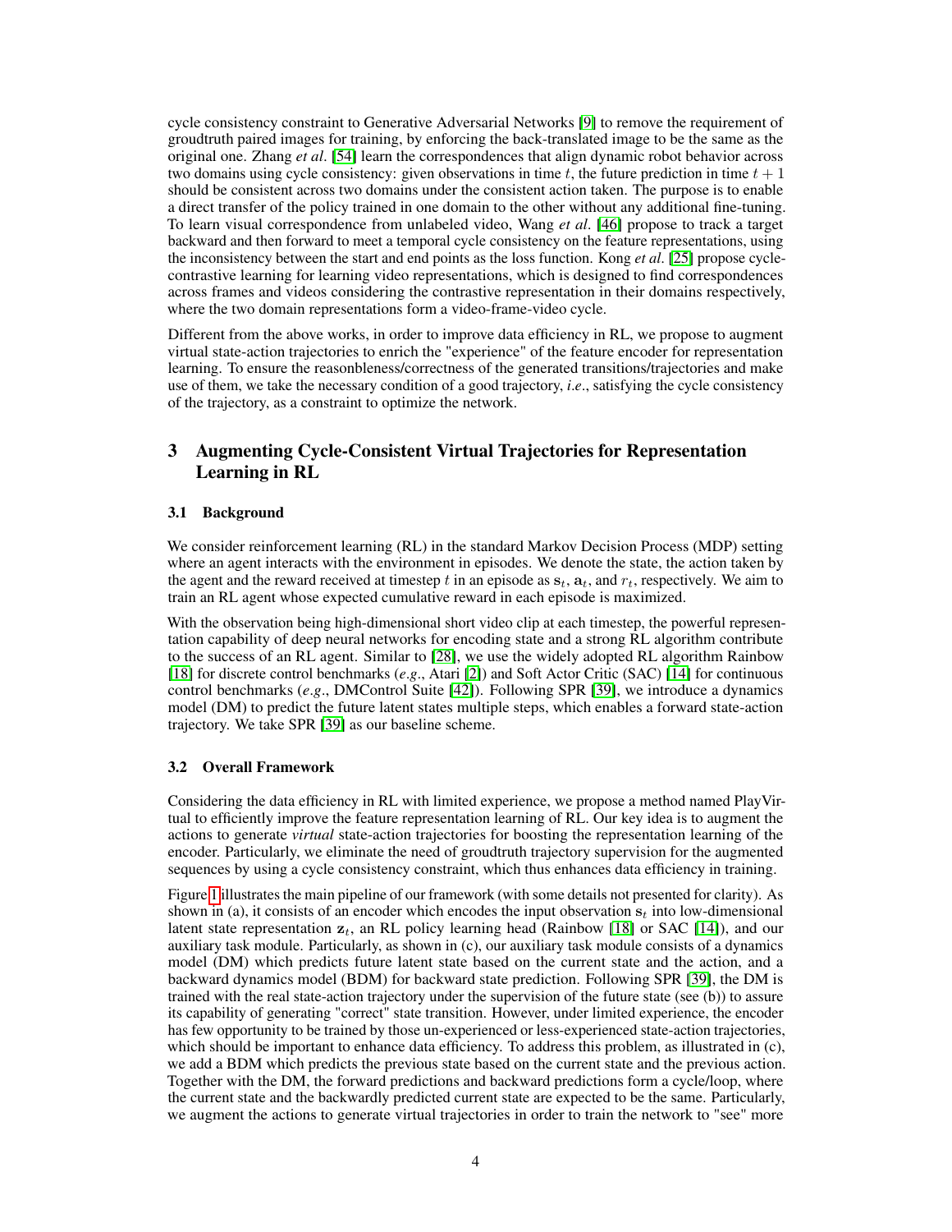cycle consistency constraint to Generative Adversarial Networks [9] to remove the requirement of groudtruth paired images for training, by enforcing the back-translated image to be the same as the original one. Zhang *et al*. [54] learn the correspondences that align dynamic robot behavior across two domains using cycle consistency: given observations in time $t$, the future prediction in time $t+1$ should be consistent across two domains under the consistent action taken. The purpose is to enable a direct transfer of the policy trained in one domain to the other without any additional fine-tuning. To learn visual correspondence from unlabeled video, Wang *et al*. [46] propose to track a target backward and then forward to meet a temporal cycle consistency on the feature representations, using the inconsistency between the start and end points as the loss function. Kong *et al*. [25] propose cycle-contrastive learning for learning video representations, which is designed to find correspondences across frames and videos considering the contrastive representation in their domains respectively, where the two domain representations form a video-frame-video cycle.

Different from the above works, in order to improve data efficiency in RL, we propose to augment virtual state-action trajectories to enrich the "experience" of the feature encoder for representation learning. To ensure the reasonbleness/correctness of the generated transitions/trajectories and make use of them, we take the necessary condition of a good trajectory, *i.e*., satisfying the cycle consistency of the trajectory, as a constraint to optimize the network.

# 3 Augmenting Cycle-Consistent Virtual Trajectories for Representation Learning in RL

## 3.1 Background

We consider reinforcement learning (RL) in the standard Markov Decision Process (MDP) setting where an agent interacts with the environment in episodes. We denote the state, the action taken by the agent and the reward received at timestep $t$ in an episode as $\mathbf{s}_t$, $\mathbf{a}_t$, and $r_t$, respectively. We aim to train an RL agent whose expected cumulative reward in each episode is maximized.

With the observation being high-dimensional short video clip at each timestep, the powerful representation capability of deep neural networks for encoding state and a strong RL algorithm contribute to the success of an RL agent. Similar to [28], we use the widely adopted RL algorithm Rainbow [18] for discrete control benchmarks (*e.g*., Atari [2]) and Soft Actor Critic (SAC) [14] for continuous control benchmarks (*e.g*., DMControl Suite [42]). Following SPR [39], we introduce a dynamics model (DM) to predict the future latent states multiple steps, which enables a forward state-action trajectory. We take SPR [39] as our baseline scheme.

## 3.2 Overall Framework

Considering the data efficiency in RL with limited experience, we propose a method named PlayVirtual to efficiently improve the feature representation learning of RL. Our key idea is to augment the actions to generate *virtual* state-action trajectories for boosting the representation learning of the encoder. Particularly, we eliminate the need of groudtruth trajectory supervision for the augmented sequences by using a cycle consistency constraint, which thus enhances data efficiency in training.

Figure 1 illustrates the main pipeline of our framework (with some details not presented for clarity). As shown in (a), it consists of an encoder which encodes the input observation $\mathbf{s}_t$ into low-dimensional latent state representation $\mathbf{z}_t$, an RL policy learning head (Rainbow [18] or SAC [14]), and our auxiliary task module. Particularly, as shown in (c), our auxiliary task module consists of a dynamics model (DM) which predicts future latent state based on the current state and the action, and a backward dynamics model (BDM) for backward state prediction. Following SPR [39], the DM is trained with the real state-action trajectory under the supervision of the future state (see (b)) to assure its capability of generating "correct" state transition. However, under limited experience, the encoder has few opportunity to be trained by those un-experienced or less-experienced state-action trajectories, which should be important to enhance data efficiency. To address this problem, as illustrated in (c), we add a BDM which predicts the previous state based on the current state and the previous action. Together with the DM, the forward predictions and backward predictions form a cycle/loop, where the current state and the backwardly predicted current state are expected to be the same. Particularly, we augment the actions to generate virtual trajectories in order to train the network to "see" more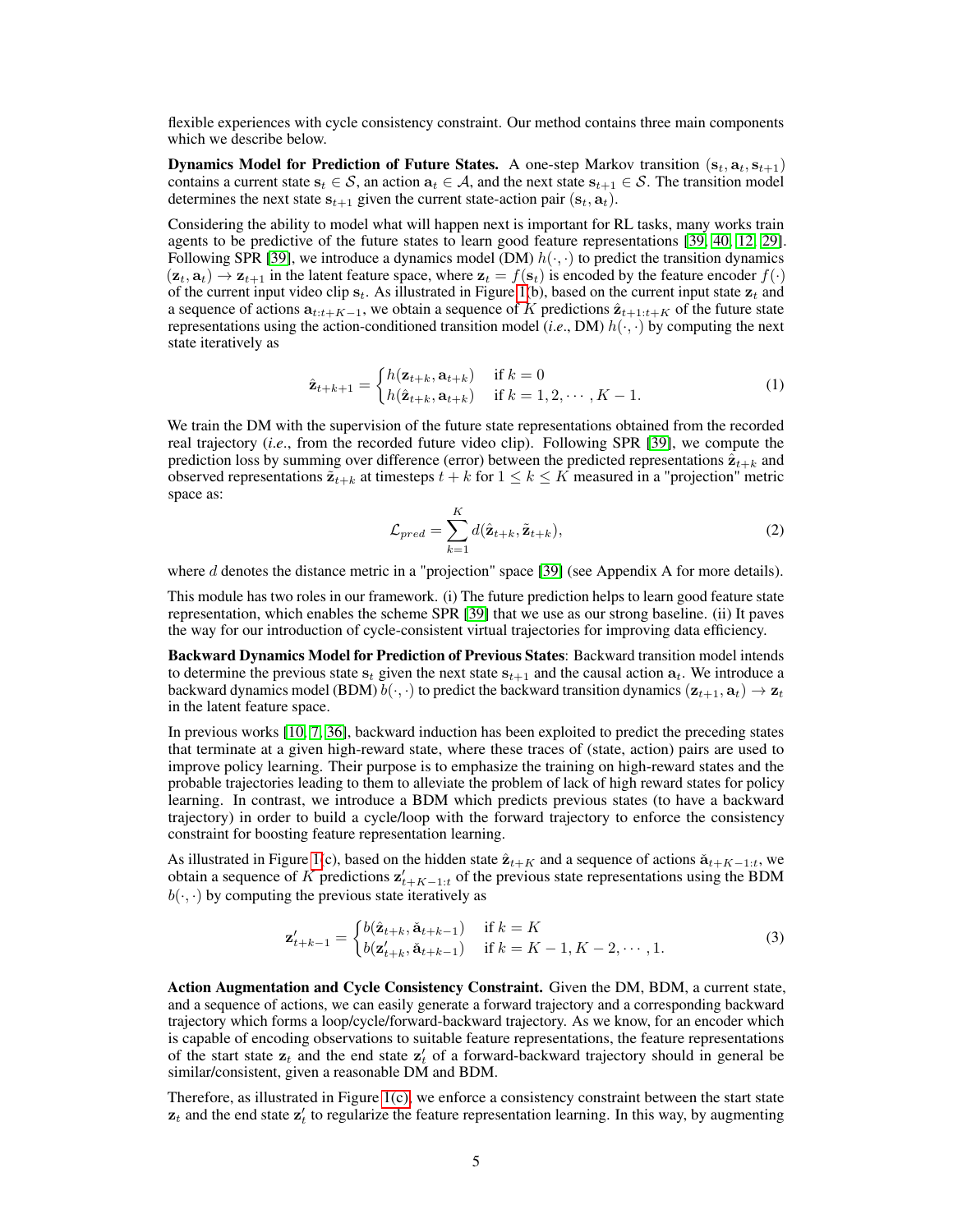flexible experiences with cycle consistency constraint. Our method contains three main components which we describe below.

**Dynamics Model for Prediction of Future States.** A one-step Markov transition $(\mathbf{s}_t, \mathbf{a}_t, \mathbf{s}_{t+1})$ contains a current state $\mathbf{s}_t \in \mathcal{S}$, an action $\mathbf{a}_t \in \mathcal{A}$, and the next state $\mathbf{s}_{t+1} \in \mathcal{S}$. The transition model determines the next state $\mathbf{s}_{t+1}$ given the current state-action pair $(\mathbf{s}_t, \mathbf{a}_t)$.

Considering the ability to model what will happen next is important for RL tasks, many works train agents to be predictive of the future states to learn good feature representations [39, 40, 12, 29]. Following SPR [39], we introduce a dynamics model (DM) $h(\cdot,\cdot)$ to predict the transition dynamics $(\mathbf{z}_t, \mathbf{a}_t) \rightarrow \mathbf{z}_{t+1}$ in the latent feature space, where $\mathbf{z}_t = f(\mathbf{s}_t)$ is encoded by the feature encoder $f(\cdot)$ of the current input video clip $\mathbf{s}_t$. As illustrated in Figure 1(b), based on the current input state $\mathbf{z}_t$ and a sequence of actions $\mathbf{a}_{t:t+K-1}$, we obtain a sequence of $K$ predictions $\hat{\mathbf{z}}_{t+1:t+K}$ of the future state representations using the action-conditioned transition model (*i.e.*, DM) $h(\cdot,\cdot)$ by computing the next state iteratively as

$$\hat{\mathbf{z}}_{t+k+1} = \begin{cases} h(\mathbf{z}_{t+k}, \mathbf{a}_{t+k}) & \text{if } k = 0 \\ h(\hat{\mathbf{z}}_{t+k}, \mathbf{a}_{t+k}) & \text{if } k = 1, 2, \cdots, K-1. \end{cases} \tag{1}$$

We train the DM with the supervision of the future state representations obtained from the recorded real trajectory (*i.e.*, from the recorded future video clip). Following SPR [39], we compute the prediction loss by summing over difference (error) between the predicted representations $\hat{\mathbf{z}}_{t+k}$ and observed representations $\tilde{\mathbf{z}}_{t+k}$ at timesteps $t+k$ for $1 \leq k \leq K$ measured in a "projection" metric space as:

$$\mathcal{L}_{pred} = \sum_{k=1}^{K} d(\hat{\mathbf{z}}_{t+k}, \tilde{\mathbf{z}}_{t+k}), \tag{2}$$

where $d$ denotes the distance metric in a "projection" space [39] (see Appendix A for more details).

This module has two roles in our framework. (i) The future prediction helps to learn good feature state representation, which enables the scheme SPR [39] that we use as our strong baseline. (ii) It paves the way for our introduction of cycle-consistent virtual trajectories for improving data efficiency.

**Backward Dynamics Model for Prediction of Previous States**: Backward transition model intends to determine the previous state $\mathbf{s}_t$ given the next state $\mathbf{s}_{t+1}$ and the causal action $\mathbf{a}_t$. We introduce a backward dynamics model (BDM) $b(\cdot,\cdot)$ to predict the backward transition dynamics $(\mathbf{z}_{t+1}, \mathbf{a}_t) \rightarrow \mathbf{z}_t$ in the latent feature space.

In previous works [10, 7, 36], backward induction has been exploited to predict the preceding states that terminate at a given high-reward state, where these traces of (state, action) pairs are used to improve policy learning. Their purpose is to emphasize the training on high-reward states and the probable trajectories leading to them to alleviate the problem of lack of high reward states for policy learning. In contrast, we introduce a BDM which predicts previous states (to have a backward trajectory) in order to build a cycle/loop with the forward trajectory to enforce the consistency constraint for boosting feature representation learning.

As illustrated in Figure 1(c), based on the hidden state $\hat{\mathbf{z}}_{t+K}$ and a sequence of actions $\check{\mathbf{a}}_{t+K-1:t}$, we obtain a sequence of $K$ predictions $\mathbf{z}'_{t+K-1:t}$ of the previous state representations using the BDM $b(\cdot,\cdot)$ by computing the previous state iteratively as

$$\mathbf{z}'_{t+k-1} = \begin{cases} b(\hat{\mathbf{z}}_{t+k}, \check{\mathbf{a}}_{t+k-1}) & \text{if } k = K \\ b(\mathbf{z}'_{t+k}, \check{\mathbf{a}}_{t+k-1}) & \text{if } k = K-1, K-2, \cdots, 1. \end{cases} \tag{3}$$

**Action Augmentation and Cycle Consistency Constraint.** Given the DM, BDM, a current state, and a sequence of actions, we can easily generate a forward trajectory and a corresponding backward trajectory which forms a loop/cycle/forward-backward trajectory. As we know, for an encoder which is capable of encoding observations to suitable feature representations, the feature representations of the start state $\mathbf{z}_t$ and the end state $\mathbf{z}'_t$ of a forward-backward trajectory should in general be similar/consistent, given a reasonable DM and BDM.

Therefore, as illustrated in Figure 1(c), we enforce a consistency constraint between the start state $\mathbf{z}_t$ and the end state $\mathbf{z}'_t$ to regularize the feature representation learning. In this way, by augmenting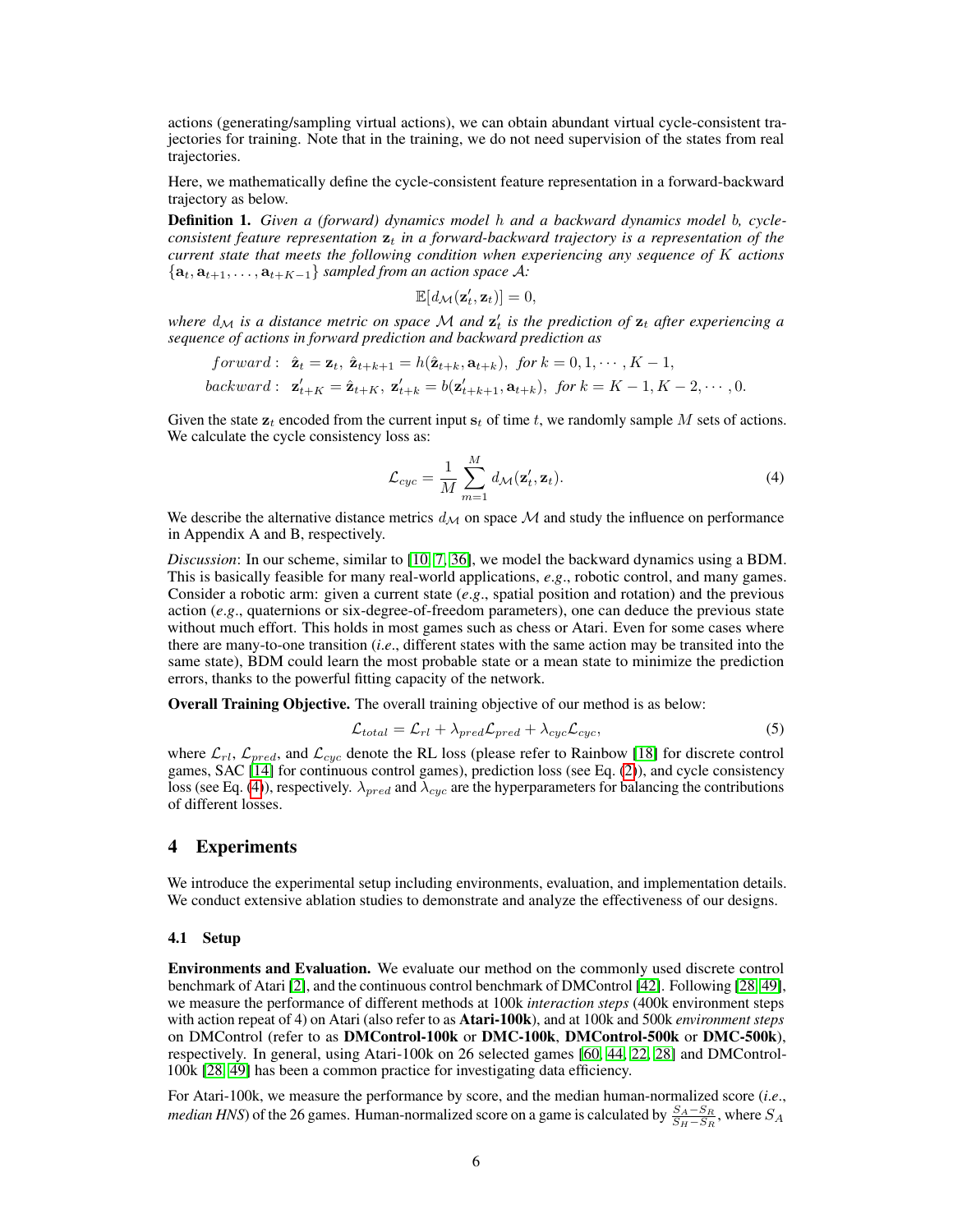actions (generating/sampling virtual actions), we can obtain abundant virtual cycle-consistent trajectories for training. Note that in the training, we do not need supervision of the states from real trajectories.

Here, we mathematically define the cycle-consistent feature representation in a forward-backward trajectory as below.

**Definition 1.** *Given a (forward) dynamics model $h$ and a backward dynamics model $b$, cycle-consistent feature representation $\mathbf{z}_t$ in a forward-backward trajectory is a representation of the current state that meets the following condition when experiencing any sequence of $K$ actions $\{\mathbf{a}_t, \mathbf{a}_{t+1}, \ldots, \mathbf{a}_{t+K-1}\}$ sampled from an action space $\mathcal{A}$:*

$$\mathbb{E}[d_{\mathcal{M}}(\mathbf{z}'_t, \mathbf{z}_t)] = 0,$$

*where $d_{\mathcal{M}}$ is a distance metric on space $\mathcal{M}$ and $\mathbf{z}'_t$ is the prediction of $\mathbf{z}_t$ after experiencing a sequence of actions in forward prediction and backward prediction as*

$$forward: \ \hat{\mathbf{z}}_t = \mathbf{z}_t, \ \hat{\mathbf{z}}_{t+k+1} = h(\hat{\mathbf{z}}_{t+k}, \mathbf{a}_{t+k}), \ for \ k = 0, 1, \cdots, K-1,$$
$$backward: \ \mathbf{z}'_{t+K} = \hat{\mathbf{z}}_{t+K}, \ \mathbf{z}'_{t+k} = b(\mathbf{z}'_{t+k+1}, \mathbf{a}_{t+k}), \ for \ k = K-1, K-2, \cdots, 0.$$

Given the state $\mathbf{z}_t$ encoded from the current input $\mathbf{s}_t$ of time $t$, we randomly sample $M$ sets of actions. We calculate the cycle consistency loss as:

$$\mathcal{L}_{cyc} = \frac{1}{M} \sum_{m=1}^{M} d_{\mathcal{M}}(\mathbf{z}'_t, \mathbf{z}_t). \tag{4}$$

We describe the alternative distance metrics $d_{\mathcal{M}}$ on space $\mathcal{M}$ and study the influence on performance in Appendix A and B, respectively.

*Discussion*: In our scheme, similar to [10, 7, 36], we model the backward dynamics using a BDM. This is basically feasible for many real-world applications, *e.g*., robotic control, and many games. Consider a robotic arm: given a current state (*e.g*., spatial position and rotation) and the previous action (*e.g*., quaternions or six-degree-of-freedom parameters), one can deduce the previous state without much effort. This holds in most games such as chess or Atari. Even for some cases where there are many-to-one transition (*i.e*., different states with the same action may be transited into the same state), BDM could learn the most probable state or a mean state to minimize the prediction errors, thanks to the powerful fitting capacity of the network.

**Overall Training Objective.** The overall training objective of our method is as below:

$$\mathcal{L}_{total} = \mathcal{L}_{rl} + \lambda_{pred}\mathcal{L}_{pred} + \lambda_{cyc}\mathcal{L}_{cyc}, \tag{5}$$

where $\mathcal{L}_{rl}$, $\mathcal{L}_{pred}$, and $\mathcal{L}_{cyc}$ denote the RL loss (please refer to Rainbow [18] for discrete control games, SAC [14] for continuous control games), prediction loss (see Eq. (2)), and cycle consistency loss (see Eq. (4)), respectively. $\lambda_{pred}$ and $\lambda_{cyc}$ are the hyperparameters for balancing the contributions of different losses.

# 4 Experiments

We introduce the experimental setup including environments, evaluation, and implementation details. We conduct extensive ablation studies to demonstrate and analyze the effectiveness of our designs.

## 4.1 Setup

**Environments and Evaluation.** We evaluate our method on the commonly used discrete control benchmark of Atari [2], and the continuous control benchmark of DMControl [42]. Following [28, 49], we measure the performance of different methods at 100k *interaction steps* (400k environment steps with action repeat of 4) on Atari (also refer to as **Atari-100k**), and at 100k and 500k *environment steps* on DMControl (refer to as **DMControl-100k** or **DMC-100k**, **DMControl-500k** or **DMC-500k**), respectively. In general, using Atari-100k on 26 selected games [60, 44, 22, 28] and DMControl-100k [28, 49] has been a common practice for investigating data efficiency.

For Atari-100k, we measure the performance by score, and the median human-normalized score (*i.e*., *median HNS*) of the 26 games. Human-normalized score on a game is calculated by $\frac{S_A - S_R}{S_H - S_R}$, where $S_A$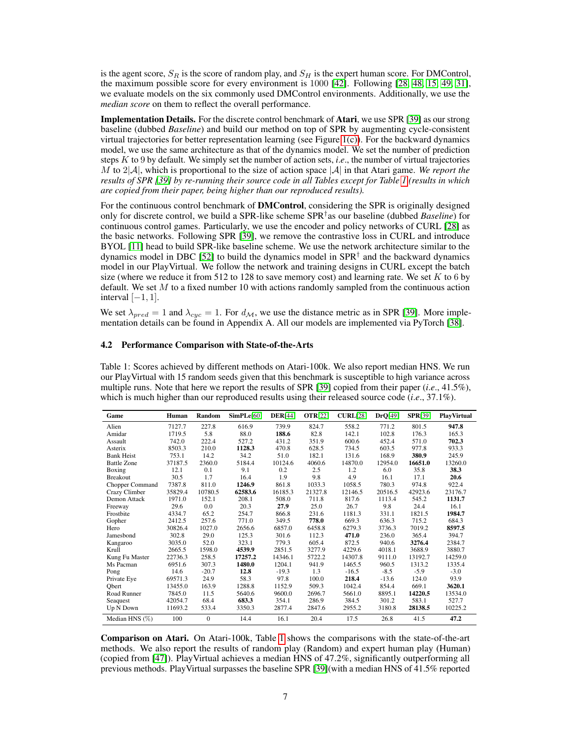is the agent score, $S_R$ is the score of random play, and $S_H$ is the expert human score. For DMControl, the maximum possible score for every environment is 1000 [42]. Following [28, 48, 15, 49, 31], we evaluate models on the six commonly used DMControl environments. Additionally, we use the *median score* on them to reflect the overall performance.

**Implementation Details.** For the discrete control benchmark of **Atari**, we use SPR [39] as our strong baseline (dubbed *Baseline*) and build our method on top of SPR by augmenting cycle-consistent virtual trajectories for better representation learning (see Figure 1(c)). For the backward dynamics model, we use the same architecture as that of the dynamics model. We set the number of prediction steps $K$ to 9 by default. We simply set the number of action sets, *i.e.*, the number of virtual trajectories $M$ to $2|\mathcal{A}|$, which is proportional to the size of action space $|\mathcal{A}|$ in that Atari game. *We report the results of SPR [39] by re-running their source code in all Tables except for Table 1 (results in which are copied from their paper, being higher than our reproduced results).*

For the continuous control benchmark of **DMControl**, considering the SPR is originally designed only for discrete control, we build a SPR-like scheme SPR$^\dagger$as our baseline (dubbed *Baseline*) for continuous control games. Particularly, we use the encoder and policy networks of CURL [28] as the basic networks. Following SPR [39], we remove the contrastive loss in CURL and introduce BYOL [11] head to build SPR-like baseline scheme. We use the network architecture similar to the dynamics model in DBC [52] to build the dynamics model in SPR$^\dagger$ and the backward dynamics model in our PlayVirtual. We follow the network and training designs in CURL except the batch size (where we reduce it from 512 to 128 to save memory cost) and learning rate. We set $K$ to 6 by default. We set $M$ to a fixed number 10 with actions randomly sampled from the continuous action interval $[-1, 1]$.

We set $\lambda_{pred} = 1$ and $\lambda_{cyc} = 1$. For $d_{\mathcal{M}}$, we use the distance metric as in SPR [39]. More implementation details can be found in Appendix A. All our models are implemented via PyTorch [38].

### 4.2 Performance Comparison with State-of-the-Arts

Table 1: Scores achieved by different methods on Atari-100k. We also report median HNS. We run our PlayVirtual with 15 random seeds given that this benchmark is susceptible to high variance across multiple runs. Note that here we report the results of SPR [39] copied from their paper (*i.e.*, 41.5%), which is much higher than our reproduced results using their released source code (*i.e.*, 37.1%).

| Game | Human | Random | SimPLe[60] | DER[44] | OTR[22] | CURL[28] | DrQ[49] | SPR[39] | PlayVirtual |
|---|---|---|---|---|---|---|---|---|---|
| Alien | 7127.7 | 227.8 | 616.9 | 739.9 | 824.7 | 558.2 | 771.2 | 801.5 | **947.8** |
| Amidar | 1719.5 | 5.8 | 88.0 | **188.6** | 82.8 | 142.1 | 102.8 | 176.3 | 165.3 |
| Assault | 742.0 | 222.4 | 527.2 | 431.2 | 351.9 | 600.6 | 452.4 | 571.0 | **702.3** |
| Asterix | 8503.3 | 210.0 | **1128.3** | 470.8 | 628.5 | 734.5 | 603.5 | 977.8 | 933.3 |
| Bank Heist | 753.1 | 14.2 | 34.2 | 51.0 | 182.1 | 131.6 | 168.9 | **380.9** | 245.9 |
| Battle Zone | 37187.5 | 2360.0 | 5184.4 | 10124.6 | 4060.6 | 14870.0 | 12954.0 | **16651.0** | 13260.0 |
| Boxing | 12.1 | 0.1 | 9.1 | 0.2 | 2.5 | 1.2 | 6.0 | 35.8 | **38.3** |
| Breakout | 30.5 | 1.7 | 16.4 | 1.9 | 9.8 | 4.9 | 16.1 | 17.1 | **20.6** |
| Chopper Command | 7387.8 | 811.0 | **1246.9** | 861.8 | 1033.3 | 1058.5 | 780.3 | 974.8 | 922.4 |
| Crazy Climber | 35829.4 | 10780.5 | **62583.6** | 16185.3 | 21327.8 | 12146.5 | 20516.5 | 42923.6 | 23176.7 |
| Demon Attack | 1971.0 | 152.1 | 208.1 | 508.0 | 711.8 | 817.6 | 1113.4 | 545.2 | **1131.7** |
| Freeway | 29.6 | 0.0 | 20.3 | **27.9** | 25.0 | 26.7 | 9.8 | 24.4 | 16.1 |
| Frostbite | 4334.7 | 65.2 | 254.7 | 866.8 | 231.6 | 1181.3 | 331.1 | 1821.5 | **1984.7** |
| Gopher | 2412.5 | 257.6 | 771.0 | 349.5 | **778.0** | 669.3 | 636.3 | 715.2 | 684.3 |
| Hero | 30826.4 | 1027.0 | 2656.6 | 6857.0 | 6458.8 | 6279.3 | 3736.3 | 7019.2 | **8597.5** |
| Jamesbond | 302.8 | 29.0 | 125.3 | 301.6 | 112.3 | **471.0** | 236.0 | 365.4 | 394.7 |
| Kangaroo | 3035.0 | 52.0 | 323.1 | 779.3 | 605.4 | 872.5 | 940.6 | **3276.4** | 2384.7 |
| Krull | 2665.5 | 1598.0 | **4539.9** | 2851.5 | 3277.9 | 4229.6 | 4018.1 | 3688.9 | 3880.7 |
| Kung Fu Master | 22736.3 | 258.5 | **17257.2** | 14346.1 | 5722.2 | 14307.8 | 9111.0 | 13192.7 | 14259.0 |
| Ms Pacman | 6951.6 | 307.3 | **1480.0** | 1204.1 | 941.9 | 1465.5 | 960.5 | 1313.2 | 1335.4 |
| Pong | 14.6 | -20.7 | **12.8** | -19.3 | 1.3 | -16.5 | -8.5 | -5.9 | -3.0 |
| Private Eye | 69571.3 | 24.9 | 58.3 | 97.8 | 100.0 | **218.4** | -13.6 | 124.0 | 93.9 |
| Qbert | 13455.0 | 163.9 | 1288.8 | 1152.9 | 509.3 | 1042.4 | 854.4 | 669.1 | **3620.1** |
| Road Runner | 7845.0 | 11.5 | 5640.6 | 9600.0 | 2696.7 | 5661.0 | 8895.1 | **14220.5** | 13534.0 |
| Seaquest | 42054.7 | 68.4 | **683.3** | 354.1 | 286.9 | 384.5 | 301.2 | 583.1 | 527.7 |
| Up N Down | 11693.2 | 533.4 | 3350.3 | 2877.4 | 2847.6 | 2955.2 | 3180.8 | **28138.5** | 10225.2 |
| Median HNS (%) | 100 | 0 | 14.4 | 16.1 | 20.4 | 17.5 | 26.8 | 41.5 | **47.2** |

**Comparison on Atari.** On Atari-100k, Table 1 shows the comparisons with the state-of-the-art methods. We also report the results of random play (Random) and expert human play (Human) (copied from [47]). PlayVirtual achieves a median HNS of 47.2%, significantly outperforming all previous methods. PlayVirtual surpasses the baseline SPR [39](with a median HNS of 41.5% reported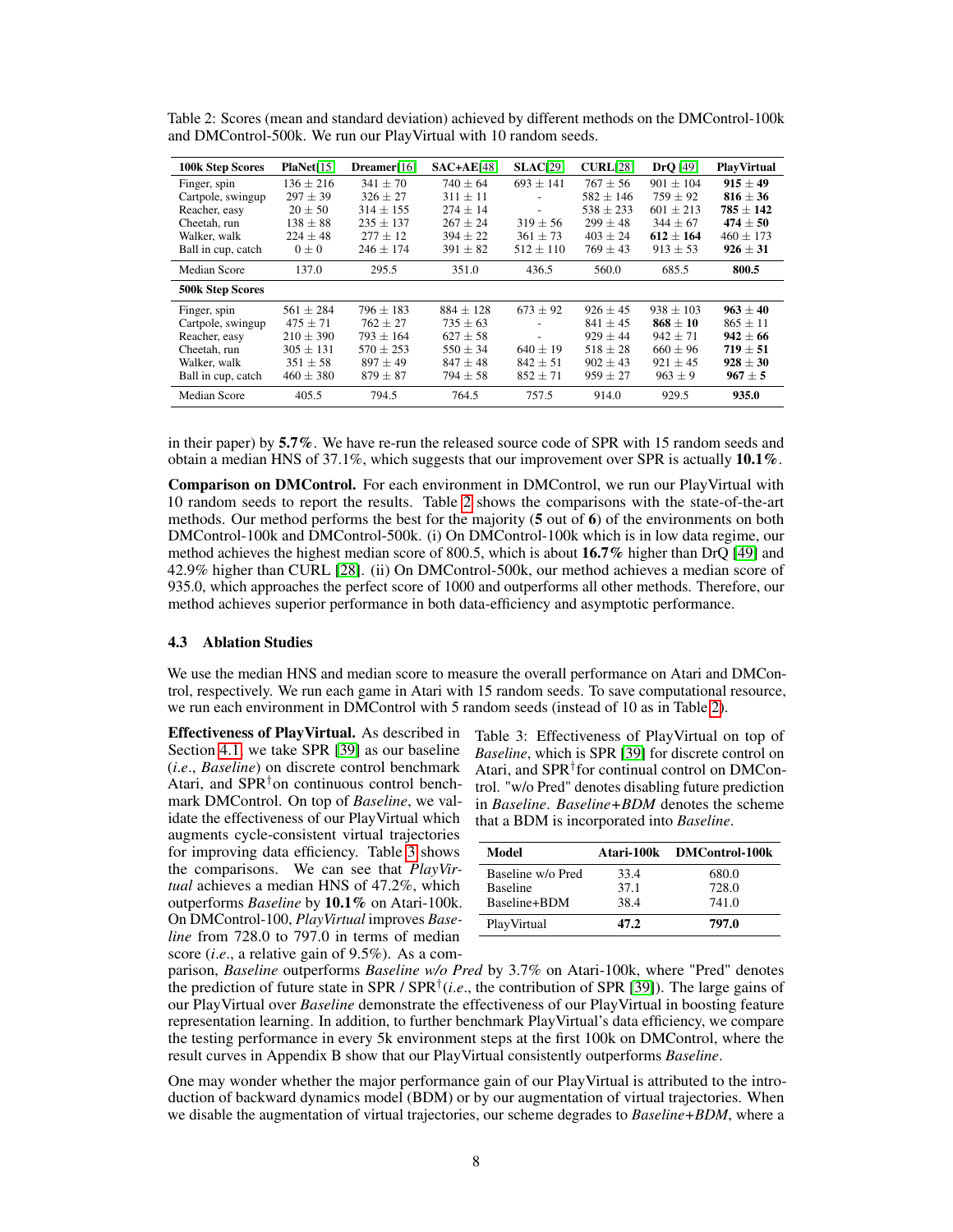Table 2: Scores (mean and standard deviation) achieved by different methods on the DMControl-100k and DMControl-500k. We run our PlayVirtual with 10 random seeds.

| **100k Step Scores** | **PlaNet**[15] | **Dreamer**[16] | **SAC+AE**[48] | **SLAC**[29] | **CURL**[28] | **DrQ** [49] | **PlayVirtual** |
|---|---|---|---|---|---|---|---|
| Finger, spin | $136 \pm 216$ | $341 \pm 70$ | $740 \pm 64$ | $693 \pm 141$ | $767 \pm 56$ | $901 \pm 104$ | $\mathbf{915 \pm 49}$ |
| Cartpole, swingup | $297 \pm 39$ | $326 \pm 27$ | $311 \pm 11$ | - | $582 \pm 146$ | $759 \pm 92$ | $\mathbf{816 \pm 36}$ |
| Reacher, easy | $20 \pm 50$ | $314 \pm 155$ | $274 \pm 14$ | - | $538 \pm 233$ | $601 \pm 213$ | $\mathbf{785 \pm 142}$ |
| Cheetah, run | $138 \pm 88$ | $235 \pm 137$ | $267 \pm 24$ | $319 \pm 56$ | $299 \pm 48$ | $344 \pm 67$ | $\mathbf{474 \pm 50}$ |
| Walker, walk | $224 \pm 48$ | $277 \pm 12$ | $394 \pm 22$ | $361 \pm 73$ | $403 \pm 24$ | $\mathbf{612 \pm 164}$ | $460 \pm 173$ |
| Ball in cup, catch | $0 \pm 0$ | $246 \pm 174$ | $391 \pm 82$ | $512 \pm 110$ | $769 \pm 43$ | $913 \pm 53$ | $\mathbf{926 \pm 31}$ |
| Median Score | 137.0 | 295.5 | 351.0 | 436.5 | 560.0 | 685.5 | **800.5** |
| **500k Step Scores** | | | | | | | |
| Finger, spin | $561 \pm 284$ | $796 \pm 183$ | $884 \pm 128$ | $673 \pm 92$ | $926 \pm 45$ | $938 \pm 103$ | $\mathbf{963 \pm 40}$ |
| Cartpole, swingup | $475 \pm 71$ | $762 \pm 27$ | $735 \pm 63$ | - | $841 \pm 45$ | $\mathbf{868 \pm 10}$ | $865 \pm 11$ |
| Reacher, easy | $210 \pm 390$ | $793 \pm 164$ | $627 \pm 58$ | - | $929 \pm 44$ | $942 \pm 71$ | $\mathbf{942 \pm 66}$ |
| Cheetah, run | $305 \pm 131$ | $570 \pm 253$ | $550 \pm 34$ | $640 \pm 19$ | $518 \pm 28$ | $660 \pm 96$ | $\mathbf{719 \pm 51}$ |
| Walker, walk | $351 \pm 58$ | $897 \pm 49$ | $847 \pm 48$ | $842 \pm 51$ | $902 \pm 43$ | $921 \pm 45$ | $\mathbf{928 \pm 30}$ |
| Ball in cup, catch | $460 \pm 380$ | $879 \pm 87$ | $794 \pm 58$ | $852 \pm 71$ | $959 \pm 27$ | $963 \pm 9$ | $\mathbf{967 \pm 5}$ |
| Median Score | 405.5 | 794.5 | 764.5 | 757.5 | 914.0 | 929.5 | **935.0** |

in their paper) by **5.7%**. We have re-run the released source code of SPR with 15 random seeds and obtain a median HNS of 37.1%, which suggests that our improvement over SPR is actually **10.1%**.

**Comparison on DMControl.** For each environment in DMControl, we run our PlayVirtual with 10 random seeds to report the results. Table 2 shows the comparisons with the state-of-the-art methods. Our method performs the best for the majority (**5** out of **6**) of the environments on both DMControl-100k and DMControl-500k. (i) On DMControl-100k which is in low data regime, our method achieves the highest median score of 800.5, which is about **16.7%** higher than DrQ [49] and 42.9% higher than CURL [28]. (ii) On DMControl-500k, our method achieves a median score of 935.0, which approaches the perfect score of 1000 and outperforms all other methods. Therefore, our method achieves superior performance in both data-efficiency and asymptotic performance.

### 4.3 Ablation Studies

We use the median HNS and median score to measure the overall performance on Atari and DMControl, respectively. We run each game in Atari with 15 random seeds. To save computational resource, we run each environment in DMControl with 5 random seeds (instead of 10 as in Table 2).

**Effectiveness of PlayVirtual.** As described in Section 4.1, we take SPR [39] as our baseline (*i.e.*, *Baseline*) on discrete control benchmark Atari, and SPR$^\dagger$on continuous control benchmark DMControl. On top of *Baseline*, we validate the effectiveness of our PlayVirtual which augments cycle-consistent virtual trajectories for improving data efficiency. Table 3 shows the comparisons. We can see that *PlayVirtual* achieves a median HNS of 47.2%, which outperforms *Baseline* by **10.1%** on Atari-100k. On DMControl-100, *PlayVirtual* improves *Baseline* from 728.0 to 797.0 in terms of median score (*i.e.*, a relative gain of 9.5%). As a comparison, *Baseline* outperforms *Baseline w/o Pred* by 3.7% on Atari-100k, where "Pred" denotes the prediction of future state in SPR / SPR$^\dagger$(*i.e.*, the contribution of SPR [39]). The large gains of our PlayVirtual over *Baseline* demonstrate the effectiveness of our PlayVirtual in boosting feature representation learning. In addition, to further benchmark PlayVirtual's data efficiency, we compare the testing performance in every 5k environment steps at the first 100k on DMControl, where the result curves in Appendix B show that our PlayVirtual consistently outperforms *Baseline*.

Table 3: Effectiveness of PlayVirtual on top of *Baseline*, which is SPR [39] for discrete control on Atari, and SPR$^\dagger$for continual control on DMControl. "w/o Pred" denotes disabling future prediction in *Baseline*. *Baseline+BDM* denotes the scheme that a BDM is incorporated into *Baseline*.

| **Model** | **Atari-100k** | **DMControl-100k** |
|---|---|---|
| Baseline w/o Pred | 33.4 | 680.0 |
| Baseline | 37.1 | 728.0 |
| Baseline+BDM | 38.4 | 741.0 |
| PlayVirtual | **47.2** | **797.0** |

One may wonder whether the major performance gain of our PlayVirtual is attributed to the introduction of backward dynamics model (BDM) or by our augmentation of virtual trajectories. When we disable the augmentation of virtual trajectories, our scheme degrades to *Baseline+BDM*, where a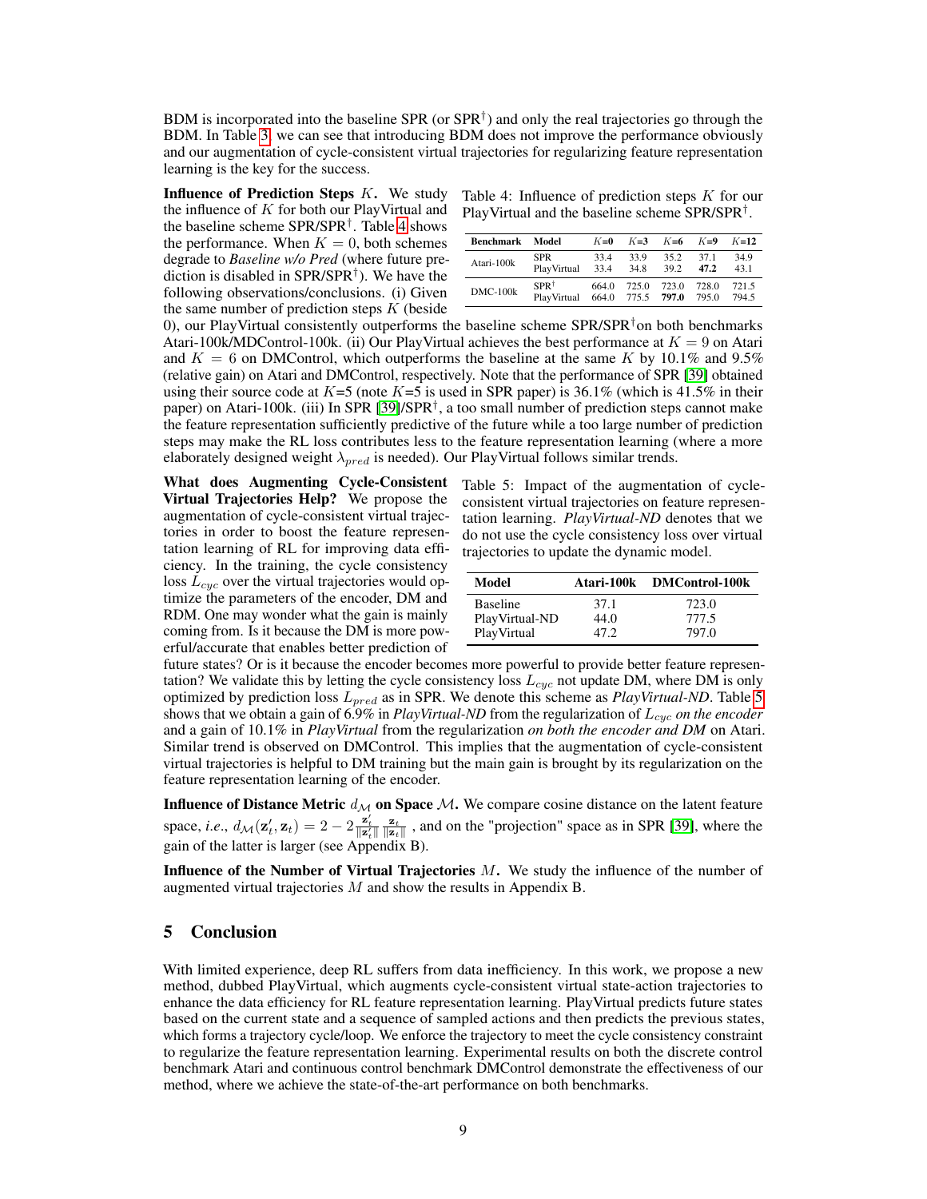BDM is incorporated into the baseline SPR (or SPR$^\dagger$) and only the real trajectories go through the BDM. In Table 3, we can see that introducing BDM does not improve the performance obviously and our augmentation of cycle-consistent virtual trajectories for regularizing feature representation learning is the key for the success.

**Influence of Prediction Steps $K$.** We study the influence of $K$ for both our PlayVirtual and the baseline scheme SPR/SPR$^\dagger$. Table 4 shows the performance. When $K = 0$, both schemes degrade to *Baseline w/o Pred* (where future prediction is disabled in SPR/SPR$^\dagger$). We have the following observations/conclusions. (i) Given the same number of prediction steps $K$ (beside 0), our PlayVirtual consistently outperforms the baseline scheme SPR/SPR$^\dagger$on both benchmarks Atari-100k/MDControl-100k. (ii) Our PlayVirtual achieves the best performance at $K = 9$ on Atari and $K = 6$ on DMControl, which outperforms the baseline at the same $K$ by 10.1% and 9.5% (relative gain) on Atari and DMControl, respectively. Note that the performance of SPR [39] obtained using their source code at $K$=5 (note $K$=5 is used in SPR paper) is 36.1% (which is 41.5% in their paper) on Atari-100k. (iii) In SPR [39]/SPR$^\dagger$, a too small number of prediction steps cannot make the feature representation sufficiently predictive of the future while a too large number of prediction steps may make the RL loss contributes less to the feature representation learning (where a more elaborately designed weight $\lambda_{pred}$ is needed). Our PlayVirtual follows similar trends.

Table 4: Influence of prediction steps $K$ for our PlayVirtual and the baseline scheme SPR/SPR$^\dagger$.

| Benchmark | Model | $K$=0 | $K$=3 | $K$=6 | $K$=9 | $K$=12 |
|---|---|---|---|---|---|---|
| Atari-100k | SPR | 33.4 | 33.9 | 35.2 | 37.1 | 34.9 |
| | PlayVirtual | 33.4 | 34.8 | 39.2 | **47.2** | 43.1 |
| DMC-100k | SPR$^\dagger$ | 664.0 | 725.0 | 723.0 | 728.0 | 721.5 |
| | PlayVirtual | 664.0 | 775.5 | **797.0** | 795.0 | 794.5 |

**What does Augmenting Cycle-Consistent Virtual Trajectories Help?** We propose the augmentation of cycle-consistent virtual trajectories in order to boost the feature representation learning of RL for improving data efficiency. In the training, the cycle consistency loss $L_{cyc}$ over the virtual trajectories would optimize the parameters of the encoder, DM and RDM. One may wonder what the gain is mainly coming from. Is it because the DM is more powerful/accurate that enables better prediction of future states? Or is it because the encoder becomes more powerful to provide better feature representation? We validate this by letting the cycle consistency loss $L_{cyc}$ not update DM, where DM is only optimized by prediction loss $L_{pred}$ as in SPR. We denote this scheme as *PlayVirtual-ND*. Table 5 shows that we obtain a gain of 6.9% in *PlayVirtual-ND* from the regularization of $L_{cyc}$ *on the encoder* and a gain of 10.1% in *PlayVirtual* from the regularization *on both the encoder and DM* on Atari. Similar trend is observed on DMControl. This implies that the augmentation of cycle-consistent virtual trajectories is helpful to DM training but the main gain is brought by its regularization on the feature representation learning of the encoder.

Table 5: Impact of the augmentation of cycle-consistent virtual trajectories on feature representation learning. *PlayVirtual-ND* denotes that we do not use the cycle consistency loss over virtual trajectories to update the dynamic model.

| Model | Atari-100k | DMControl-100k |
|---|---|---|
| Baseline | 37.1 | 723.0 |
| PlayVirtual-ND | 44.0 | 777.5 |
| PlayVirtual | 47.2 | 797.0 |

**Influence of Distance Metric $d_\mathcal{M}$ on Space $\mathcal{M}$.** We compare cosine distance on the latent feature space, *i.e.*, $d_\mathcal{M}(\mathbf{z}'_t, \mathbf{z}_t) = 2 - 2\frac{\mathbf{z}'_t}{\|\mathbf{z}'_t\|}\frac{\mathbf{z}_t}{\|\mathbf{z}_t\|}$ , and on the "projection" space as in SPR [39], where the gain of the latter is larger (see Appendix B).

**Influence of the Number of Virtual Trajectories $M$.** We study the influence of the number of augmented virtual trajectories $M$ and show the results in Appendix B.

## 5 Conclusion

With limited experience, deep RL suffers from data inefficiency. In this work, we propose a new method, dubbed PlayVirtual, which augments cycle-consistent virtual state-action trajectories to enhance the data efficiency for RL feature representation learning. PlayVirtual predicts future states based on the current state and a sequence of sampled actions and then predicts the previous states, which forms a trajectory cycle/loop. We enforce the trajectory to meet the cycle consistency constraint to regularize the feature representation learning. Experimental results on both the discrete control benchmark Atari and continuous control benchmark DMControl demonstrate the effectiveness of our method, where we achieve the state-of-the-art performance on both benchmarks.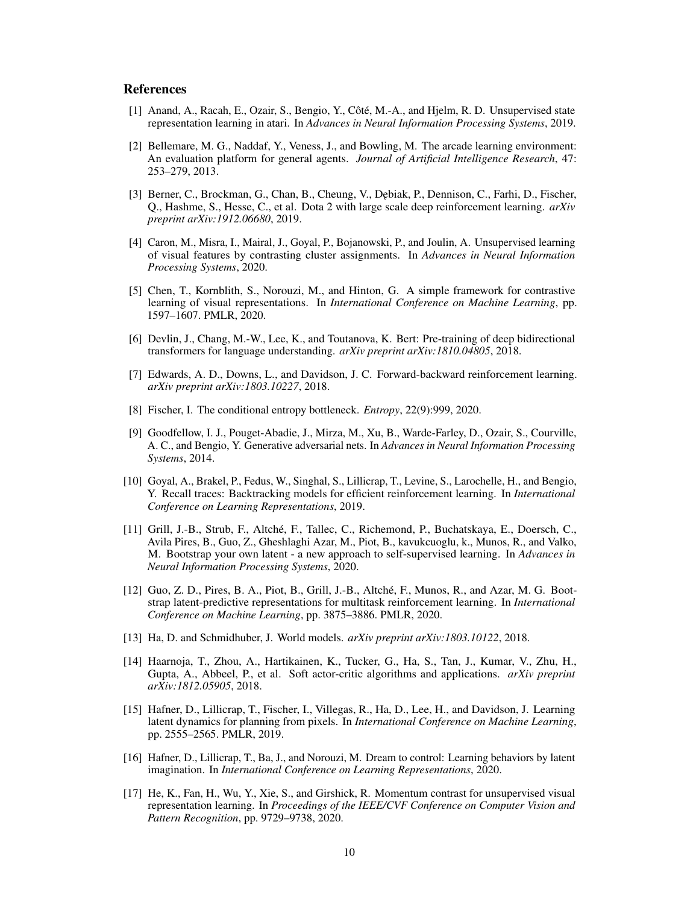## References

[1] Anand, A., Racah, E., Ozair, S., Bengio, Y., Côté, M.-A., and Hjelm, R. D. Unsupervised state representation learning in atari. In *Advances in Neural Information Processing Systems*, 2019.

[2] Bellemare, M. G., Naddaf, Y., Veness, J., and Bowling, M. The arcade learning environment: An evaluation platform for general agents. *Journal of Artificial Intelligence Research*, 47: 253–279, 2013.

[3] Berner, C., Brockman, G., Chan, B., Cheung, V., Dębiak, P., Dennison, C., Farhi, D., Fischer, Q., Hashme, S., Hesse, C., et al. Dota 2 with large scale deep reinforcement learning. *arXiv preprint arXiv:1912.06680*, 2019.

[4] Caron, M., Misra, I., Mairal, J., Goyal, P., Bojanowski, P., and Joulin, A. Unsupervised learning of visual features by contrasting cluster assignments. In *Advances in Neural Information Processing Systems*, 2020.

[5] Chen, T., Kornblith, S., Norouzi, M., and Hinton, G. A simple framework for contrastive learning of visual representations. In *International Conference on Machine Learning*, pp. 1597–1607. PMLR, 2020.

[6] Devlin, J., Chang, M.-W., Lee, K., and Toutanova, K. Bert: Pre-training of deep bidirectional transformers for language understanding. *arXiv preprint arXiv:1810.04805*, 2018.

[7] Edwards, A. D., Downs, L., and Davidson, J. C. Forward-backward reinforcement learning. *arXiv preprint arXiv:1803.10227*, 2018.

[8] Fischer, I. The conditional entropy bottleneck. *Entropy*, 22(9):999, 2020.

[9] Goodfellow, I. J., Pouget-Abadie, J., Mirza, M., Xu, B., Warde-Farley, D., Ozair, S., Courville, A. C., and Bengio, Y. Generative adversarial nets. In *Advances in Neural Information Processing Systems*, 2014.

[10] Goyal, A., Brakel, P., Fedus, W., Singhal, S., Lillicrap, T., Levine, S., Larochelle, H., and Bengio, Y. Recall traces: Backtracking models for efficient reinforcement learning. In *International Conference on Learning Representations*, 2019.

[11] Grill, J.-B., Strub, F., Altché, F., Tallec, C., Richemond, P., Buchatskaya, E., Doersch, C., Avila Pires, B., Guo, Z., Gheshlaghi Azar, M., Piot, B., kavukcuoglu, k., Munos, R., and Valko, M. Bootstrap your own latent - a new approach to self-supervised learning. In *Advances in Neural Information Processing Systems*, 2020.

[12] Guo, Z. D., Pires, B. A., Piot, B., Grill, J.-B., Altché, F., Munos, R., and Azar, M. G. Bootstrap latent-predictive representations for multitask reinforcement learning. In *International Conference on Machine Learning*, pp. 3875–3886. PMLR, 2020.

[13] Ha, D. and Schmidhuber, J. World models. *arXiv preprint arXiv:1803.10122*, 2018.

[14] Haarnoja, T., Zhou, A., Hartikainen, K., Tucker, G., Ha, S., Tan, J., Kumar, V., Zhu, H., Gupta, A., Abbeel, P., et al. Soft actor-critic algorithms and applications. *arXiv preprint arXiv:1812.05905*, 2018.

[15] Hafner, D., Lillicrap, T., Fischer, I., Villegas, R., Ha, D., Lee, H., and Davidson, J. Learning latent dynamics for planning from pixels. In *International Conference on Machine Learning*, pp. 2555–2565. PMLR, 2019.

[16] Hafner, D., Lillicrap, T., Ba, J., and Norouzi, M. Dream to control: Learning behaviors by latent imagination. In *International Conference on Learning Representations*, 2020.

[17] He, K., Fan, H., Wu, Y., Xie, S., and Girshick, R. Momentum contrast for unsupervised visual representation learning. In *Proceedings of the IEEE/CVF Conference on Computer Vision and Pattern Recognition*, pp. 9729–9738, 2020.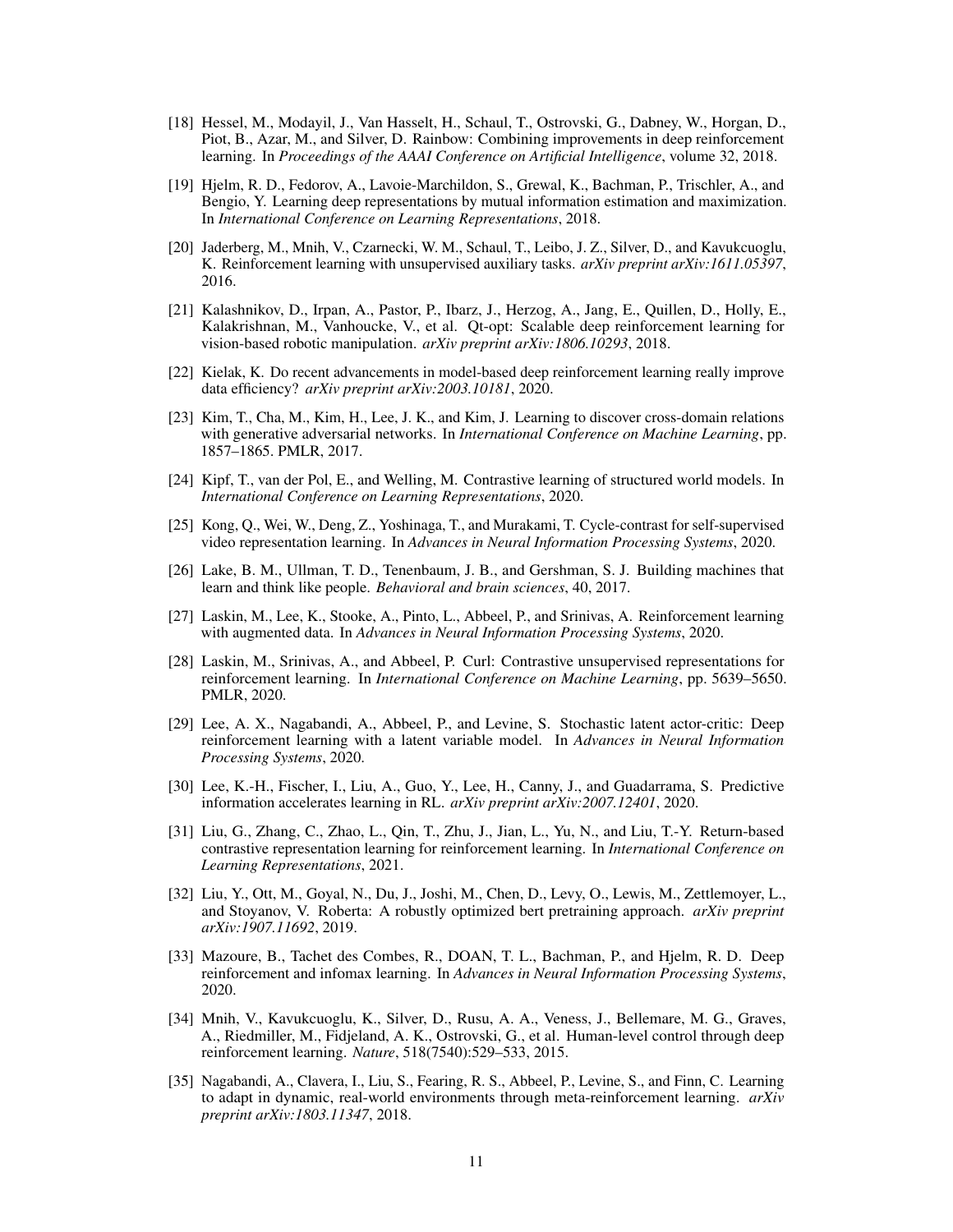[18] Hessel, M., Modayil, J., Van Hasselt, H., Schaul, T., Ostrovski, G., Dabney, W., Horgan, D., Piot, B., Azar, M., and Silver, D. Rainbow: Combining improvements in deep reinforcement learning. In *Proceedings of the AAAI Conference on Artificial Intelligence*, volume 32, 2018.

[19] Hjelm, R. D., Fedorov, A., Lavoie-Marchildon, S., Grewal, K., Bachman, P., Trischler, A., and Bengio, Y. Learning deep representations by mutual information estimation and maximization. In *International Conference on Learning Representations*, 2018.

[20] Jaderberg, M., Mnih, V., Czarnecki, W. M., Schaul, T., Leibo, J. Z., Silver, D., and Kavukcuoglu, K. Reinforcement learning with unsupervised auxiliary tasks. *arXiv preprint arXiv:1611.05397*, 2016.

[21] Kalashnikov, D., Irpan, A., Pastor, P., Ibarz, J., Herzog, A., Jang, E., Quillen, D., Holly, E., Kalakrishnan, M., Vanhoucke, V., et al. Qt-opt: Scalable deep reinforcement learning for vision-based robotic manipulation. *arXiv preprint arXiv:1806.10293*, 2018.

[22] Kielak, K. Do recent advancements in model-based deep reinforcement learning really improve data efficiency? *arXiv preprint arXiv:2003.10181*, 2020.

[23] Kim, T., Cha, M., Kim, H., Lee, J. K., and Kim, J. Learning to discover cross-domain relations with generative adversarial networks. In *International Conference on Machine Learning*, pp. 1857–1865. PMLR, 2017.

[24] Kipf, T., van der Pol, E., and Welling, M. Contrastive learning of structured world models. In *International Conference on Learning Representations*, 2020.

[25] Kong, Q., Wei, W., Deng, Z., Yoshinaga, T., and Murakami, T. Cycle-contrast for self-supervised video representation learning. In *Advances in Neural Information Processing Systems*, 2020.

[26] Lake, B. M., Ullman, T. D., Tenenbaum, J. B., and Gershman, S. J. Building machines that learn and think like people. *Behavioral and brain sciences*, 40, 2017.

[27] Laskin, M., Lee, K., Stooke, A., Pinto, L., Abbeel, P., and Srinivas, A. Reinforcement learning with augmented data. In *Advances in Neural Information Processing Systems*, 2020.

[28] Laskin, M., Srinivas, A., and Abbeel, P. Curl: Contrastive unsupervised representations for reinforcement learning. In *International Conference on Machine Learning*, pp. 5639–5650. PMLR, 2020.

[29] Lee, A. X., Nagabandi, A., Abbeel, P., and Levine, S. Stochastic latent actor-critic: Deep reinforcement learning with a latent variable model. In *Advances in Neural Information Processing Systems*, 2020.

[30] Lee, K.-H., Fischer, I., Liu, A., Guo, Y., Lee, H., Canny, J., and Guadarrama, S. Predictive information accelerates learning in RL. *arXiv preprint arXiv:2007.12401*, 2020.

[31] Liu, G., Zhang, C., Zhao, L., Qin, T., Zhu, J., Jian, L., Yu, N., and Liu, T.-Y. Return-based contrastive representation learning for reinforcement learning. In *International Conference on Learning Representations*, 2021.

[32] Liu, Y., Ott, M., Goyal, N., Du, J., Joshi, M., Chen, D., Levy, O., Lewis, M., Zettlemoyer, L., and Stoyanov, V. Roberta: A robustly optimized bert pretraining approach. *arXiv preprint arXiv:1907.11692*, 2019.

[33] Mazoure, B., Tachet des Combes, R., DOAN, T. L., Bachman, P., and Hjelm, R. D. Deep reinforcement and infomax learning. In *Advances in Neural Information Processing Systems*, 2020.

[34] Mnih, V., Kavukcuoglu, K., Silver, D., Rusu, A. A., Veness, J., Bellemare, M. G., Graves, A., Riedmiller, M., Fidjeland, A. K., Ostrovski, G., et al. Human-level control through deep reinforcement learning. *Nature*, 518(7540):529–533, 2015.

[35] Nagabandi, A., Clavera, I., Liu, S., Fearing, R. S., Abbeel, P., Levine, S., and Finn, C. Learning to adapt in dynamic, real-world environments through meta-reinforcement learning. *arXiv preprint arXiv:1803.11347*, 2018.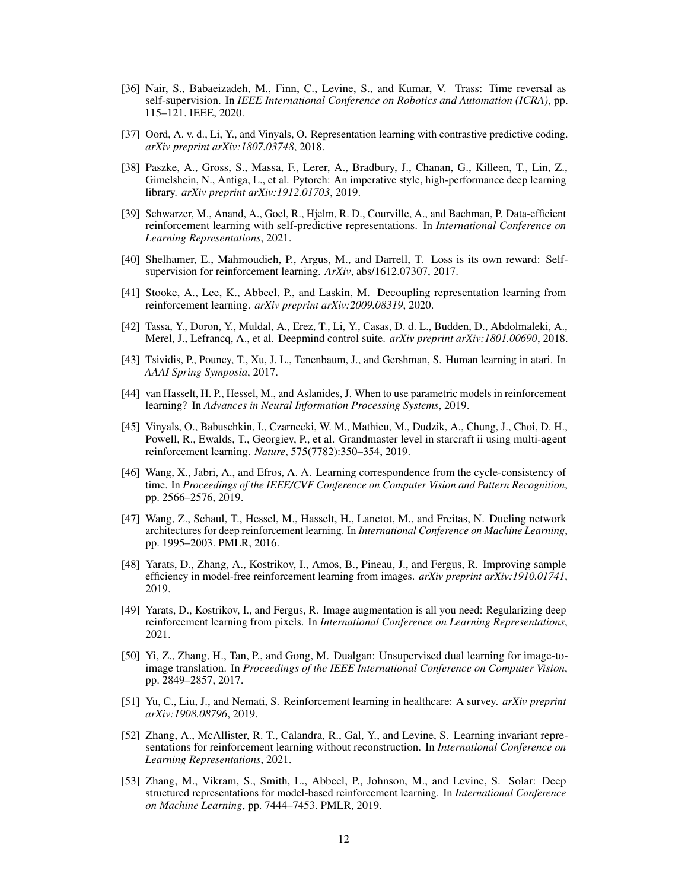[36] Nair, S., Babaeizadeh, M., Finn, C., Levine, S., and Kumar, V. Trass: Time reversal as self-supervision. In *IEEE International Conference on Robotics and Automation (ICRA)*, pp. 115–121. IEEE, 2020.

[37] Oord, A. v. d., Li, Y., and Vinyals, O. Representation learning with contrastive predictive coding. *arXiv preprint arXiv:1807.03748*, 2018.

[38] Paszke, A., Gross, S., Massa, F., Lerer, A., Bradbury, J., Chanan, G., Killeen, T., Lin, Z., Gimelshein, N., Antiga, L., et al. Pytorch: An imperative style, high-performance deep learning library. *arXiv preprint arXiv:1912.01703*, 2019.

[39] Schwarzer, M., Anand, A., Goel, R., Hjelm, R. D., Courville, A., and Bachman, P. Data-efficient reinforcement learning with self-predictive representations. In *International Conference on Learning Representations*, 2021.

[40] Shelhamer, E., Mahmoudieh, P., Argus, M., and Darrell, T. Loss is its own reward: Self-supervision for reinforcement learning. *ArXiv*, abs/1612.07307, 2017.

[41] Stooke, A., Lee, K., Abbeel, P., and Laskin, M. Decoupling representation learning from reinforcement learning. *arXiv preprint arXiv:2009.08319*, 2020.

[42] Tassa, Y., Doron, Y., Muldal, A., Erez, T., Li, Y., Casas, D. d. L., Budden, D., Abdolmaleki, A., Merel, J., Lefrancq, A., et al. Deepmind control suite. *arXiv preprint arXiv:1801.00690*, 2018.

[43] Tsividis, P., Pouncy, T., Xu, J. L., Tenenbaum, J., and Gershman, S. Human learning in atari. In *AAAI Spring Symposia*, 2017.

[44] van Hasselt, H. P., Hessel, M., and Aslanides, J. When to use parametric models in reinforcement learning? In *Advances in Neural Information Processing Systems*, 2019.

[45] Vinyals, O., Babuschkin, I., Czarnecki, W. M., Mathieu, M., Dudzik, A., Chung, J., Choi, D. H., Powell, R., Ewalds, T., Georgiev, P., et al. Grandmaster level in starcraft ii using multi-agent reinforcement learning. *Nature*, 575(7782):350–354, 2019.

[46] Wang, X., Jabri, A., and Efros, A. A. Learning correspondence from the cycle-consistency of time. In *Proceedings of the IEEE/CVF Conference on Computer Vision and Pattern Recognition*, pp. 2566–2576, 2019.

[47] Wang, Z., Schaul, T., Hessel, M., Hasselt, H., Lanctot, M., and Freitas, N. Dueling network architectures for deep reinforcement learning. In *International Conference on Machine Learning*, pp. 1995–2003. PMLR, 2016.

[48] Yarats, D., Zhang, A., Kostrikov, I., Amos, B., Pineau, J., and Fergus, R. Improving sample efficiency in model-free reinforcement learning from images. *arXiv preprint arXiv:1910.01741*, 2019.

[49] Yarats, D., Kostrikov, I., and Fergus, R. Image augmentation is all you need: Regularizing deep reinforcement learning from pixels. In *International Conference on Learning Representations*, 2021.

[50] Yi, Z., Zhang, H., Tan, P., and Gong, M. Dualgan: Unsupervised dual learning for image-to-image translation. In *Proceedings of the IEEE International Conference on Computer Vision*, pp. 2849–2857, 2017.

[51] Yu, C., Liu, J., and Nemati, S. Reinforcement learning in healthcare: A survey. *arXiv preprint arXiv:1908.08796*, 2019.

[52] Zhang, A., McAllister, R. T., Calandra, R., Gal, Y., and Levine, S. Learning invariant representations for reinforcement learning without reconstruction. In *International Conference on Learning Representations*, 2021.

[53] Zhang, M., Vikram, S., Smith, L., Abbeel, P., Johnson, M., and Levine, S. Solar: Deep structured representations for model-based reinforcement learning. In *International Conference on Machine Learning*, pp. 7444–7453. PMLR, 2019.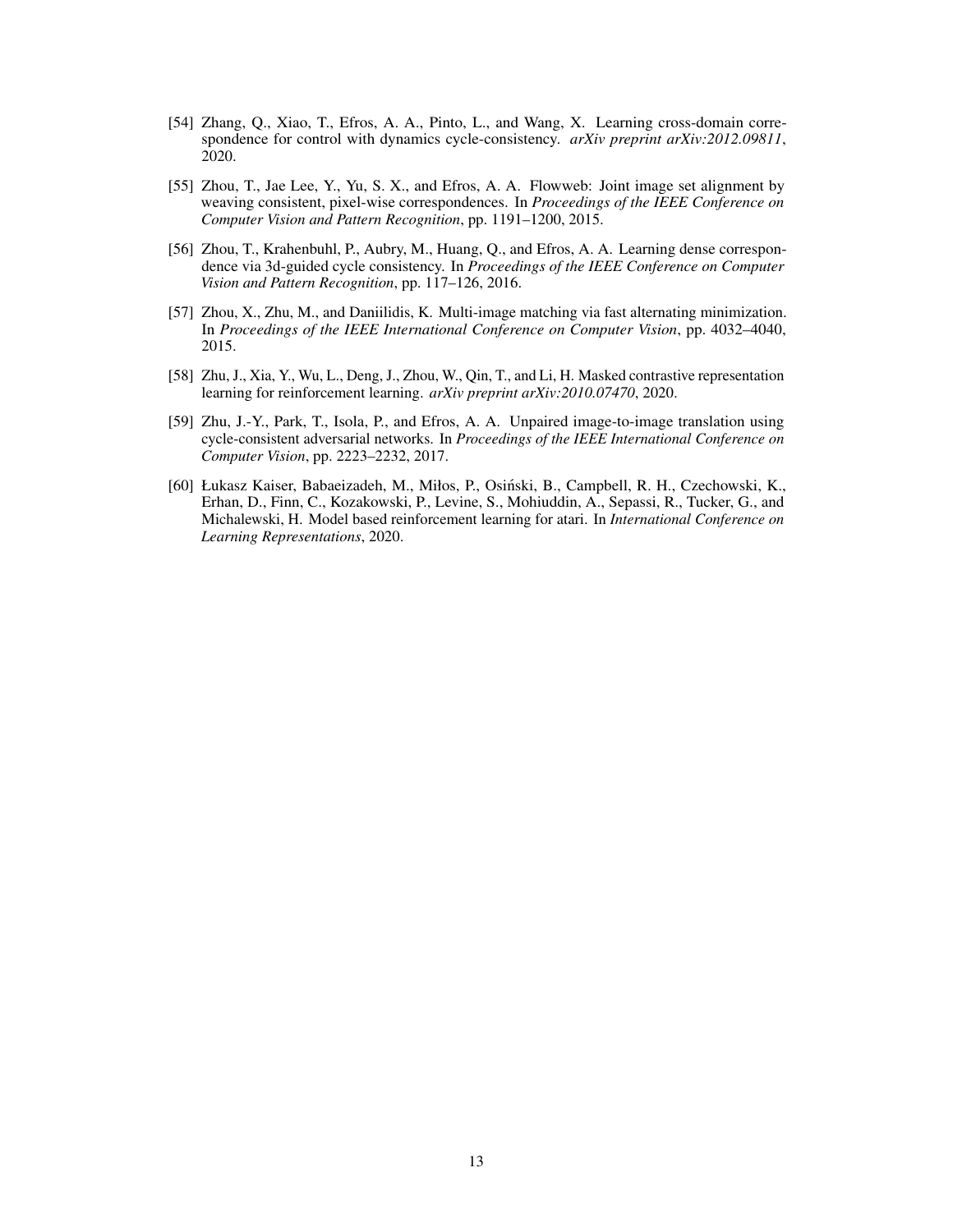[54] Zhang, Q., Xiao, T., Efros, A. A., Pinto, L., and Wang, X. Learning cross-domain correspondence for control with dynamics cycle-consistency. *arXiv preprint arXiv:2012.09811*, 2020.

[55] Zhou, T., Jae Lee, Y., Yu, S. X., and Efros, A. A. Flowweb: Joint image set alignment by weaving consistent, pixel-wise correspondences. In *Proceedings of the IEEE Conference on Computer Vision and Pattern Recognition*, pp. 1191–1200, 2015.

[56] Zhou, T., Krahenbuhl, P., Aubry, M., Huang, Q., and Efros, A. A. Learning dense correspondence via 3d-guided cycle consistency. In *Proceedings of the IEEE Conference on Computer Vision and Pattern Recognition*, pp. 117–126, 2016.

[57] Zhou, X., Zhu, M., and Daniilidis, K. Multi-image matching via fast alternating minimization. In *Proceedings of the IEEE International Conference on Computer Vision*, pp. 4032–4040, 2015.

[58] Zhu, J., Xia, Y., Wu, L., Deng, J., Zhou, W., Qin, T., and Li, H. Masked contrastive representation learning for reinforcement learning. *arXiv preprint arXiv:2010.07470*, 2020.

[59] Zhu, J.-Y., Park, T., Isola, P., and Efros, A. A. Unpaired image-to-image translation using cycle-consistent adversarial networks. In *Proceedings of the IEEE International Conference on Computer Vision*, pp. 2223–2232, 2017.

[60] Łukasz Kaiser, Babaeizadeh, M., Miłos, P., Osiński, B., Campbell, R. H., Czechowski, K., Erhan, D., Finn, C., Kozakowski, P., Levine, S., Mohiuddin, A., Sepassi, R., Tucker, G., and Michalewski, H. Model based reinforcement learning for atari. In *International Conference on Learning Representations*, 2020.